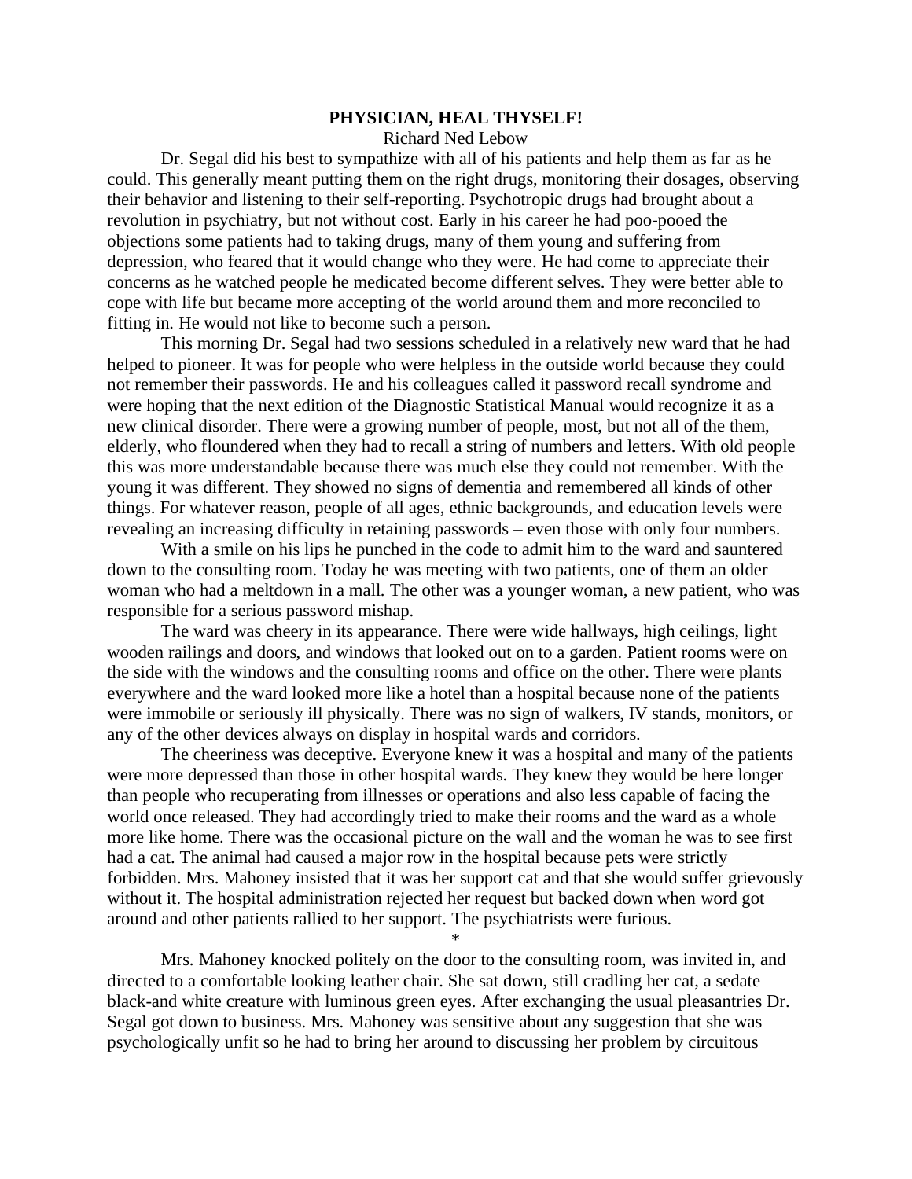# PHYSICIAN, HEAL THYSELF!

Richard Ned Lebow

Dr. Segal did his best to sympathize with all of his patients and help them as far as he could. This generally meant putting them on the right drugs, monitoring their dosages, observing their behavior and listening to their self-reporting. Psychotropic drugs had brought about a revolution in psychiatry, but not without cost. Early in his career he had poo-pooed the objections some patients had to taking drugs, many of them young and suffering from depression, who feared that it would change who they were. He had come to appreciate their concerns as he watched people he medicated become different selves. They were better able to cope with life but became more accepting of the world around them and more reconciled to fitting in. He would not like to become such a person.

This morning Dr. Segal had two sessions scheduled in a relatively new ward that he had helped to pioneer. It was for people who were helpless in the outside world because they could not remember their passwords. He and his colleagues called it password recall syndrome and were hoping that the next edition of the Diagnostic Statistical Manual would recognize it as a new clinical disorder. There were a growing number of people, most, but not all of the them, elderly, who floundered when they had to recall a string of numbers and letters. With old people this was more understandable because there was much else they could not remember. With the young it was different. They showed no signs of dementia and remembered all kinds of other things. For whatever reason, people of all ages, ethnic backgrounds, and education levels were revealing an increasing difficulty in retaining passwords – even those with only four numbers.

With a smile on his lips he punched in the code to admit him to the ward and sauntered down to the consulting room. Today he was meeting with two patients, one of them an older woman who had a meltdown in a mall. The other was a younger woman, a new patient, who was responsible for a serious password mishap.

The ward was cheery in its appearance. There were wide hallways, high ceilings, light wooden railings and doors, and windows that looked out on to a garden. Patient rooms were on the side with the windows and the consulting rooms and office on the other. There were plants everywhere and the ward looked more like a hotel than a hospital because none of the patients were immobile or seriously ill physically. There was no sign of walkers, IV stands, monitors, or any of the other devices always on display in hospital wards and corridors.

The cheeriness was deceptive. Everyone knew it was a hospital and many of the patients were more depressed than those in other hospital wards. They knew they would be here longer than people who recuperating from illnesses or operations and also less capable of facing the world once released. They had accordingly tried to make their rooms and the ward as a whole more like home. There was the occasional picture on the wall and the woman he was to see first had a cat. The animal had caused a major row in the hospital because pets were strictly forbidden. Mrs. Mahoney insisted that it was her support cat and that she would suffer grievously without it. The hospital administration rejected her request but backed down when word got around and other patients rallied to her support. The psychiatrists were furious.

*

Mrs. Mahoney knocked politely on the door to the consulting room, was invited in, and directed to a comfortable looking leather chair. She sat down, still cradling her cat, a sedate black-and white creature with luminous green eyes. After exchanging the usual pleasantries Dr. Segal got down to business. Mrs. Mahoney was sensitive about any suggestion that she was psychologically unfit so he had to bring her around to discussing her problem by circuitous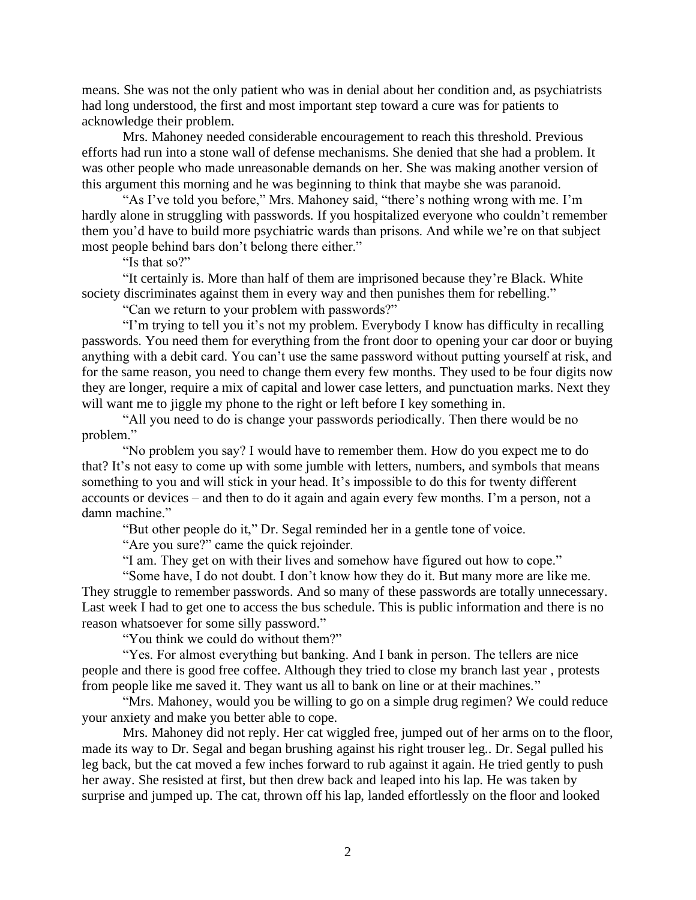means. She was not the only patient who was in denial about her condition and, as psychiatrists had long understood, the first and most important step toward a cure was for patients to acknowledge their problem.

Mrs. Mahoney needed considerable encouragement to reach this threshold. Previous efforts had run into a stone wall of defense mechanisms. She denied that she had a problem. It was other people who made unreasonable demands on her. She was making another version of this argument this morning and he was beginning to think that maybe she was paranoid.

"As I've told you before," Mrs. Mahoney said, "there's nothing wrong with me. I'm hardly alone in struggling with passwords. If you hospitalized everyone who couldn't remember them you'd have to build more psychiatric wards than prisons. And while we're on that subject most people behind bars don't belong there either."

"Is that so?"

"It certainly is. More than half of them are imprisoned because they're Black. White society discriminates against them in every way and then punishes them for rebelling."

"Can we return to your problem with passwords?"

"I'm trying to tell you it's not my problem. Everybody I know has difficulty in recalling passwords. You need them for everything from the front door to opening your car door or buying anything with a debit card. You can't use the same password without putting yourself at risk, and for the same reason, you need to change them every few months. They used to be four digits now they are longer, require a mix of capital and lower case letters, and punctuation marks. Next they will want me to jiggle my phone to the right or left before I key something in.

"All you need to do is change your passwords periodically. Then there would be no problem."

"No problem you say? I would have to remember them. How do you expect me to do that? It's not easy to come up with some jumble with letters, numbers, and symbols that means something to you and will stick in your head. It's impossible to do this for twenty different accounts or devices – and then to do it again and again every few months. I'm a person, not a damn machine."

"But other people do it," Dr. Segal reminded her in a gentle tone of voice.

"Are you sure?" came the quick rejoinder.

"I am. They get on with their lives and somehow have figured out how to cope."

"Some have, I do not doubt. I don't know how they do it. But many more are like me. They struggle to remember passwords. And so many of these passwords are totally unnecessary. Last week I had to get one to access the bus schedule. This is public information and there is no reason whatsoever for some silly password."

"You think we could do without them?"

"Yes. For almost everything but banking. And I bank in person. The tellers are nice people and there is good free coffee. Although they tried to close my branch last year , protests from people like me saved it. They want us all to bank on line or at their machines."

"Mrs. Mahoney, would you be willing to go on a simple drug regimen? We could reduce your anxiety and make you better able to cope.

Mrs. Mahoney did not reply. Her cat wiggled free, jumped out of her arms on to the floor, made its way to Dr. Segal and began brushing against his right trouser leg.. Dr. Segal pulled his leg back, but the cat moved a few inches forward to rub against it again. He tried gently to push her away. She resisted at first, but then drew back and leaped into his lap. He was taken by surprise and jumped up. The cat, thrown off his lap, landed effortlessly on the floor and looked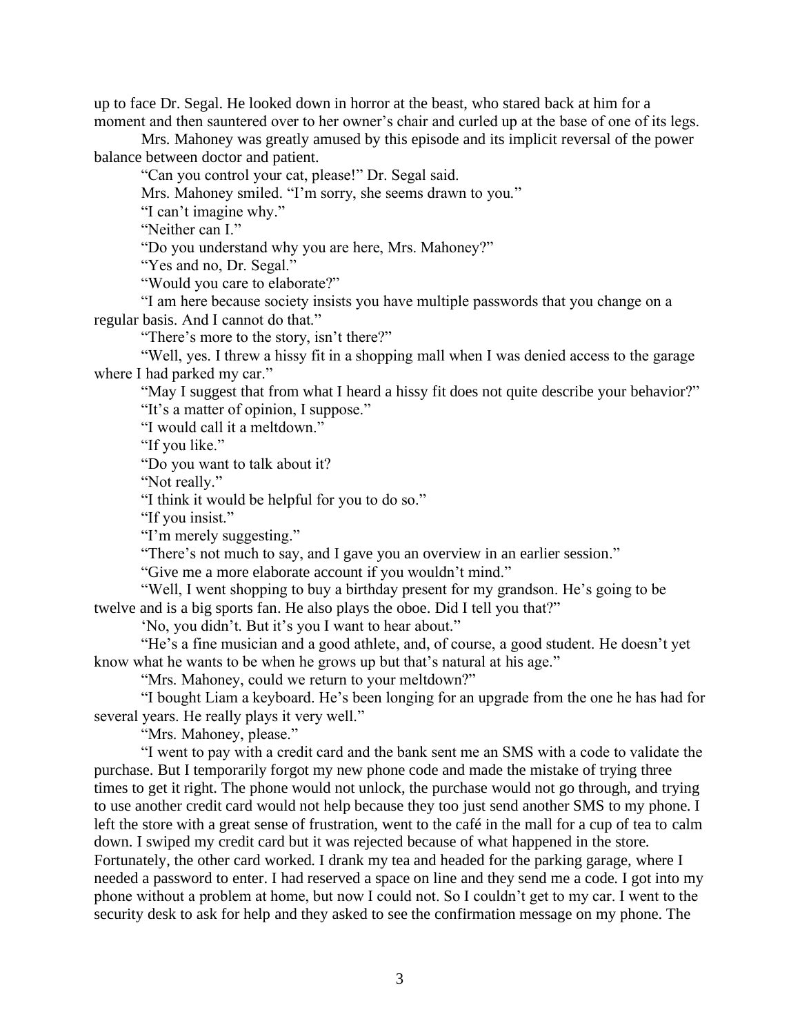up to face Dr. Segal. He looked down in horror at the beast, who stared back at him for a moment and then sauntered over to her owner's chair and curled up at the base of one of its legs.

Mrs. Mahoney was greatly amused by this episode and its implicit reversal of the power balance between doctor and patient.

"Can you control your cat, please!" Dr. Segal said.

Mrs. Mahoney smiled. "I'm sorry, she seems drawn to you."

"I can't imagine why."

"Neither can I."

"Do you understand why you are here, Mrs. Mahoney?"

"Yes and no, Dr. Segal."

"Would you care to elaborate?"

"I am here because society insists you have multiple passwords that you change on a regular basis. And I cannot do that."

"There's more to the story, isn't there?"

"Well, yes. I threw a hissy fit in a shopping mall when I was denied access to the garage where I had parked my car."

"May I suggest that from what I heard a hissy fit does not quite describe your behavior?"

"It's a matter of opinion, I suppose."

"I would call it a meltdown."

"If you like."

"Do you want to talk about it?

"Not really."

"I think it would be helpful for you to do so."

"If you insist."

"I'm merely suggesting."

"There's not much to say, and I gave you an overview in an earlier session."

"Give me a more elaborate account if you wouldn't mind."

"Well, I went shopping to buy a birthday present for my grandson. He's going to be twelve and is a big sports fan. He also plays the oboe. Did I tell you that?"

'No, you didn't. But it's you I want to hear about."

"He's a fine musician and a good athlete, and, of course, a good student. He doesn't yet know what he wants to be when he grows up but that's natural at his age."

"Mrs. Mahoney, could we return to your meltdown?"

"I bought Liam a keyboard. He's been longing for an upgrade from the one he has had for several years. He really plays it very well."

"Mrs. Mahoney, please."

"I went to pay with a credit card and the bank sent me an SMS with a code to validate the purchase. But I temporarily forgot my new phone code and made the mistake of trying three times to get it right. The phone would not unlock, the purchase would not go through, and trying to use another credit card would not help because they too just send another SMS to my phone. I left the store with a great sense of frustration, went to the café in the mall for a cup of tea to calm down. I swiped my credit card but it was rejected because of what happened in the store. Fortunately, the other card worked. I drank my tea and headed for the parking garage, where I needed a password to enter. I had reserved a space on line and they send me a code. I got into my phone without a problem at home, but now I could not. So I couldn't get to my car. I went to the security desk to ask for help and they asked to see the confirmation message on my phone. The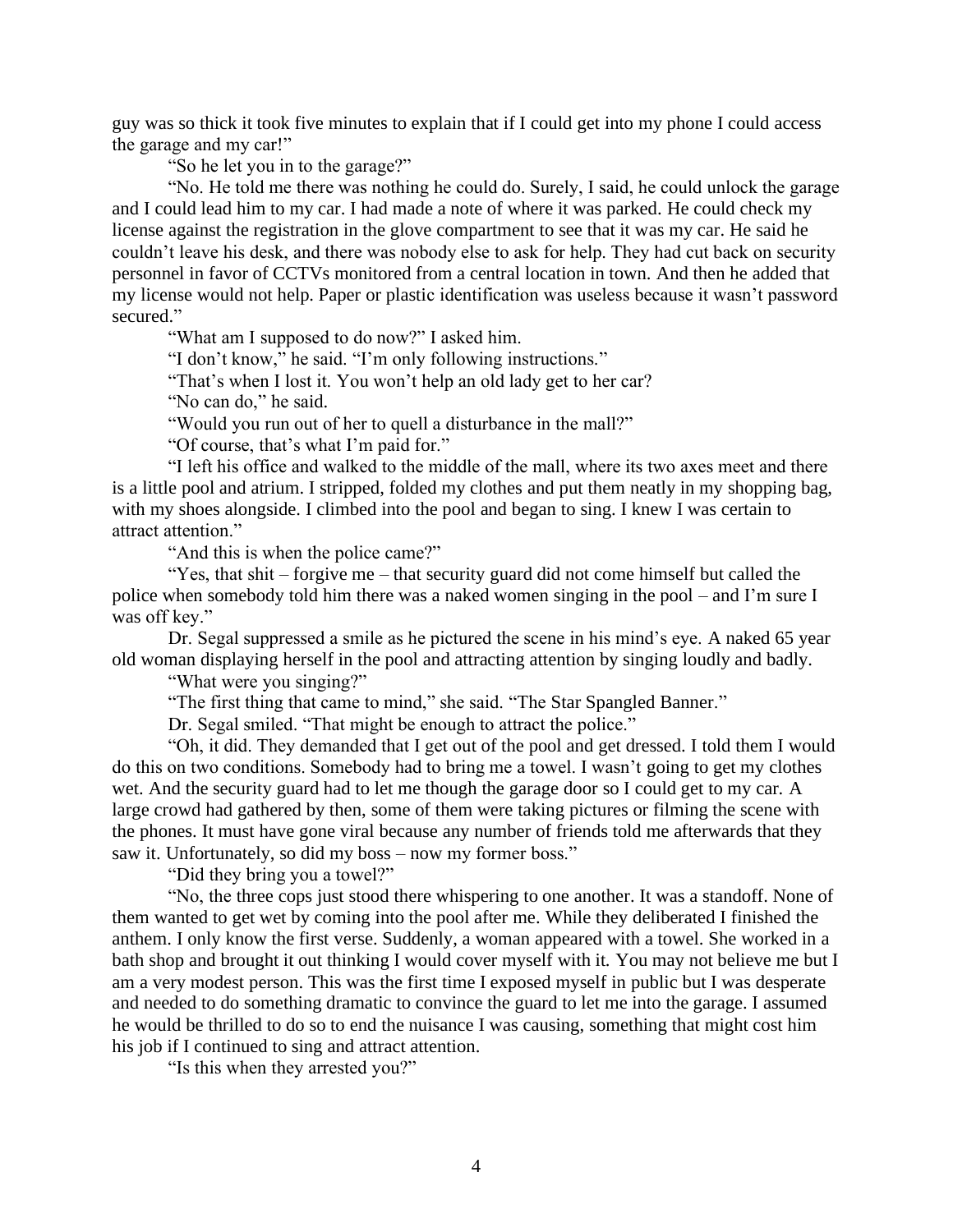guy was so thick it took five minutes to explain that if I could get into my phone I could access the garage and my car!"

"So he let you in to the garage?"

"No. He told me there was nothing he could do. Surely, I said, he could unlock the garage and I could lead him to my car. I had made a note of where it was parked. He could check my license against the registration in the glove compartment to see that it was my car. He said he couldn't leave his desk, and there was nobody else to ask for help. They had cut back on security personnel in favor of CCTVs monitored from a central location in town. And then he added that my license would not help. Paper or plastic identification was useless because it wasn't password secured."

"What am I supposed to do now?" I asked him.

"I don't know," he said. "I'm only following instructions."

"That's when I lost it. You won't help an old lady get to her car?

"No can do," he said.

"Would you run out of her to quell a disturbance in the mall?"

"Of course, that's what I'm paid for."

"I left his office and walked to the middle of the mall, where its two axes meet and there is a little pool and atrium. I stripped, folded my clothes and put them neatly in my shopping bag, with my shoes alongside. I climbed into the pool and began to sing. I knew I was certain to attract attention."

"And this is when the police came?"

"Yes, that shit – forgive me – that security guard did not come himself but called the police when somebody told him there was a naked women singing in the pool – and I'm sure I was off key."

Dr. Segal suppressed a smile as he pictured the scene in his mind's eye. A naked 65 year old woman displaying herself in the pool and attracting attention by singing loudly and badly.

"What were you singing?"

"The first thing that came to mind," she said. "The Star Spangled Banner."

Dr. Segal smiled. "That might be enough to attract the police."

"Oh, it did. They demanded that I get out of the pool and get dressed. I told them I would do this on two conditions. Somebody had to bring me a towel. I wasn't going to get my clothes wet. And the security guard had to let me though the garage door so I could get to my car. A large crowd had gathered by then, some of them were taking pictures or filming the scene with the phones. It must have gone viral because any number of friends told me afterwards that they saw it. Unfortunately, so did my boss – now my former boss."

"Did they bring you a towel?"

"No, the three cops just stood there whispering to one another. It was a standoff. None of them wanted to get wet by coming into the pool after me. While they deliberated I finished the anthem. I only know the first verse. Suddenly, a woman appeared with a towel. She worked in a bath shop and brought it out thinking I would cover myself with it. You may not believe me but I am a very modest person. This was the first time I exposed myself in public but I was desperate and needed to do something dramatic to convince the guard to let me into the garage. I assumed he would be thrilled to do so to end the nuisance I was causing, something that might cost him his job if I continued to sing and attract attention.

"Is this when they arrested you?"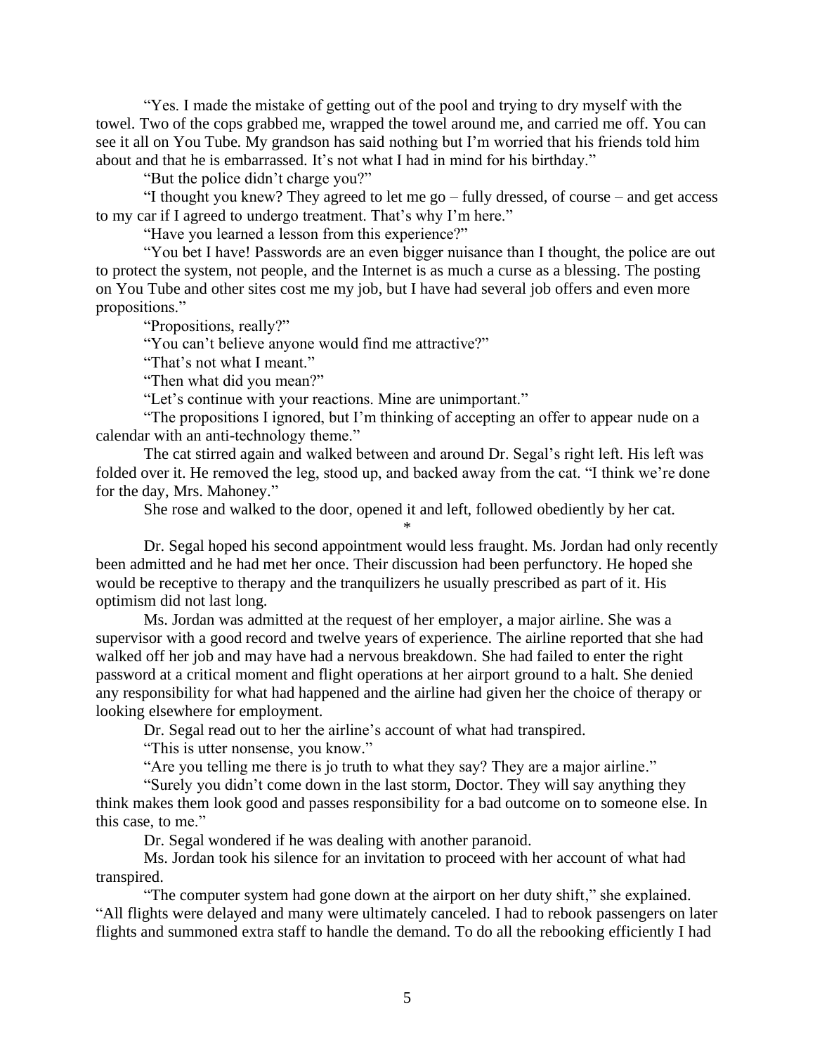"Yes. I made the mistake of getting out of the pool and trying to dry myself with the towel. Two of the cops grabbed me, wrapped the towel around me, and carried me off. You can see it all on You Tube. My grandson has said nothing but I'm worried that his friends told him about and that he is embarrassed. It's not what I had in mind for his birthday."

"But the police didn't charge you?"

"I thought you knew? They agreed to let me go – fully dressed, of course – and get access to my car if I agreed to undergo treatment. That's why I'm here."

"Have you learned a lesson from this experience?"

"You bet I have! Passwords are an even bigger nuisance than I thought, the police are out to protect the system, not people, and the Internet is as much a curse as a blessing. The posting on You Tube and other sites cost me my job, but I have had several job offers and even more propositions."

"Propositions, really?"

"You can't believe anyone would find me attractive?"

"That's not what I meant."

"Then what did you mean?"

"Let's continue with your reactions. Mine are unimportant."

"The propositions I ignored, but I'm thinking of accepting an offer to appear nude on a calendar with an anti-technology theme."

The cat stirred again and walked between and around Dr. Segal's right left. His left was folded over it. He removed the leg, stood up, and backed away from the cat. "I think we're done for the day, Mrs. Mahoney."

She rose and walked to the door, opened it and left, followed obediently by her cat.

*

Dr. Segal hoped his second appointment would less fraught. Ms. Jordan had only recently been admitted and he had met her once. Their discussion had been perfunctory. He hoped she would be receptive to therapy and the tranquilizers he usually prescribed as part of it. His optimism did not last long.

Ms. Jordan was admitted at the request of her employer, a major airline. She was a supervisor with a good record and twelve years of experience. The airline reported that she had walked off her job and may have had a nervous breakdown. She had failed to enter the right password at a critical moment and flight operations at her airport ground to a halt. She denied any responsibility for what had happened and the airline had given her the choice of therapy or looking elsewhere for employment.

Dr. Segal read out to her the airline's account of what had transpired.

"This is utter nonsense, you know."

"Are you telling me there is jo truth to what they say? They are a major airline."

"Surely you didn't come down in the last storm, Doctor. They will say anything they think makes them look good and passes responsibility for a bad outcome on to someone else. In this case, to me."

Dr. Segal wondered if he was dealing with another paranoid.

Ms. Jordan took his silence for an invitation to proceed with her account of what had transpired.

"The computer system had gone down at the airport on her duty shift," she explained. "All flights were delayed and many were ultimately canceled. I had to rebook passengers on later flights and summoned extra staff to handle the demand. To do all the rebooking efficiently I had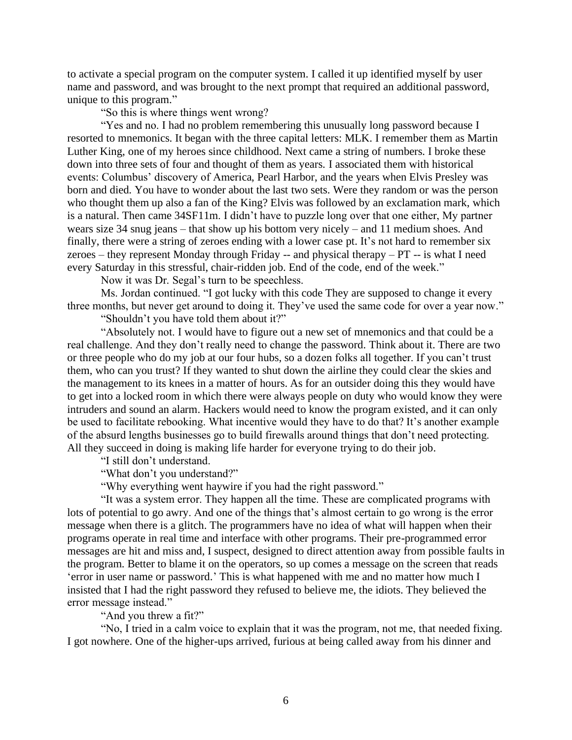to activate a special program on the computer system. I called it up identified myself by user name and password, and was brought to the next prompt that required an additional password, unique to this program."

"So this is where things went wrong?

"Yes and no. I had no problem remembering this unusually long password because I resorted to mnemonics. It began with the three capital letters: MLK. I remember them as Martin Luther King, one of my heroes since childhood. Next came a string of numbers. I broke these down into three sets of four and thought of them as years. I associated them with historical events: Columbus' discovery of America, Pearl Harbor, and the years when Elvis Presley was born and died. You have to wonder about the last two sets. Were they random or was the person who thought them up also a fan of the King? Elvis was followed by an exclamation mark, which is a natural. Then came 34SF11m. I didn't have to puzzle long over that one either, My partner wears size 34 snug jeans – that show up his bottom very nicely – and 11 medium shoes. And finally, there were a string of zeroes ending with a lower case pt. It's not hard to remember six zeroes – they represent Monday through Friday -- and physical therapy – PT -- is what I need every Saturday in this stressful, chair-ridden job. End of the code, end of the week."

Now it was Dr. Segal's turn to be speechless.

Ms. Jordan continued. "I got lucky with this code They are supposed to change it every three months, but never get around to doing it. They've used the same code for over a year now."

"Shouldn't you have told them about it?"

"Absolutely not. I would have to figure out a new set of mnemonics and that could be a real challenge. And they don't really need to change the password. Think about it. There are two or three people who do my job at our four hubs, so a dozen folks all together. If you can't trust them, who can you trust? If they wanted to shut down the airline they could clear the skies and the management to its knees in a matter of hours. As for an outsider doing this they would have to get into a locked room in which there were always people on duty who would know they were intruders and sound an alarm. Hackers would need to know the program existed, and it can only be used to facilitate rebooking. What incentive would they have to do that? It's another example of the absurd lengths businesses go to build firewalls around things that don't need protecting. All they succeed in doing is making life harder for everyone trying to do their job.

"I still don't understand.

"What don't you understand?"

"Why everything went haywire if you had the right password."

"It was a system error. They happen all the time. These are complicated programs with lots of potential to go awry. And one of the things that's almost certain to go wrong is the error message when there is a glitch. The programmers have no idea of what will happen when their programs operate in real time and interface with other programs. Their pre-programmed error messages are hit and miss and, I suspect, designed to direct attention away from possible faults in the program. Better to blame it on the operators, so up comes a message on the screen that reads 'error in user name or password.' This is what happened with me and no matter how much I insisted that I had the right password they refused to believe me, the idiots. They believed the error message instead."

"And you threw a fit?"

"No, I tried in a calm voice to explain that it was the program, not me, that needed fixing. I got nowhere. One of the higher-ups arrived, furious at being called away from his dinner and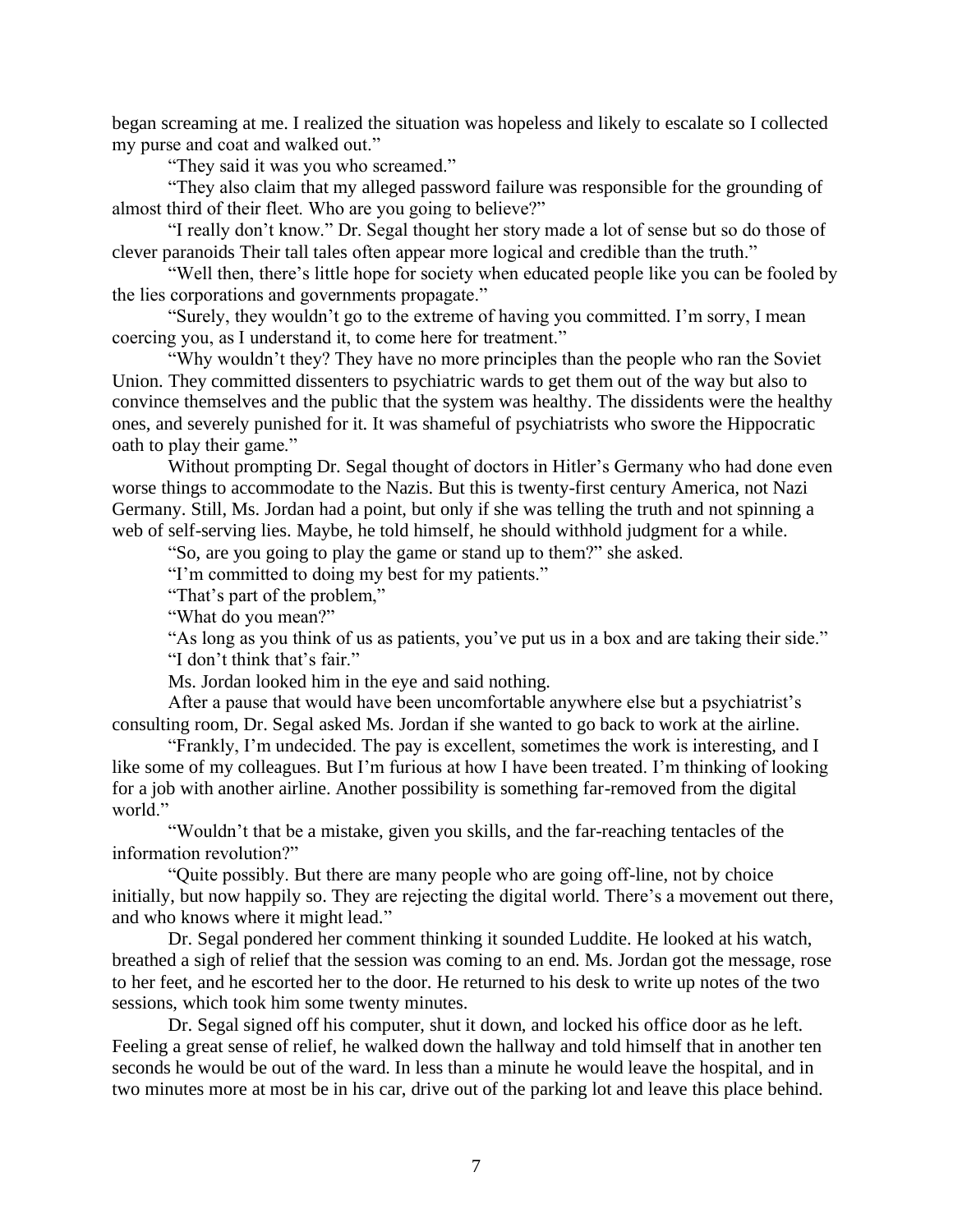began screaming at me. I realized the situation was hopeless and likely to escalate so I collected my purse and coat and walked out."

"They said it was you who screamed."

"They also claim that my alleged password failure was responsible for the grounding of almost third of their fleet. Who are you going to believe?"

"I really don't know." Dr. Segal thought her story made a lot of sense but so do those of clever paranoids Their tall tales often appear more logical and credible than the truth."

"Well then, there's little hope for society when educated people like you can be fooled by the lies corporations and governments propagate."

"Surely, they wouldn't go to the extreme of having you committed. I'm sorry, I mean coercing you, as I understand it, to come here for treatment."

"Why wouldn't they? They have no more principles than the people who ran the Soviet Union. They committed dissenters to psychiatric wards to get them out of the way but also to convince themselves and the public that the system was healthy. The dissidents were the healthy ones, and severely punished for it. It was shameful of psychiatrists who swore the Hippocratic oath to play their game."

Without prompting Dr. Segal thought of doctors in Hitler's Germany who had done even worse things to accommodate to the Nazis. But this is twenty-first century America, not Nazi Germany. Still, Ms. Jordan had a point, but only if she was telling the truth and not spinning a web of self-serving lies. Maybe, he told himself, he should withhold judgment for a while.

"So, are you going to play the game or stand up to them?" she asked.

"I'm committed to doing my best for my patients."

"That's part of the problem,"

"What do you mean?"

"As long as you think of us as patients, you've put us in a box and are taking their side."

"I don't think that's fair."

Ms. Jordan looked him in the eye and said nothing.

After a pause that would have been uncomfortable anywhere else but a psychiatrist's consulting room, Dr. Segal asked Ms. Jordan if she wanted to go back to work at the airline.

"Frankly, I'm undecided. The pay is excellent, sometimes the work is interesting, and I like some of my colleagues. But I'm furious at how I have been treated. I'm thinking of looking for a job with another airline. Another possibility is something far-removed from the digital world."

"Wouldn't that be a mistake, given you skills, and the far-reaching tentacles of the information revolution?"

"Quite possibly. But there are many people who are going off-line, not by choice initially, but now happily so. They are rejecting the digital world. There's a movement out there, and who knows where it might lead."

Dr. Segal pondered her comment thinking it sounded Luddite. He looked at his watch, breathed a sigh of relief that the session was coming to an end. Ms. Jordan got the message, rose to her feet, and he escorted her to the door. He returned to his desk to write up notes of the two sessions, which took him some twenty minutes.

Dr. Segal signed off his computer, shut it down, and locked his office door as he left. Feeling a great sense of relief, he walked down the hallway and told himself that in another ten seconds he would be out of the ward. In less than a minute he would leave the hospital, and in two minutes more at most be in his car, drive out of the parking lot and leave this place behind.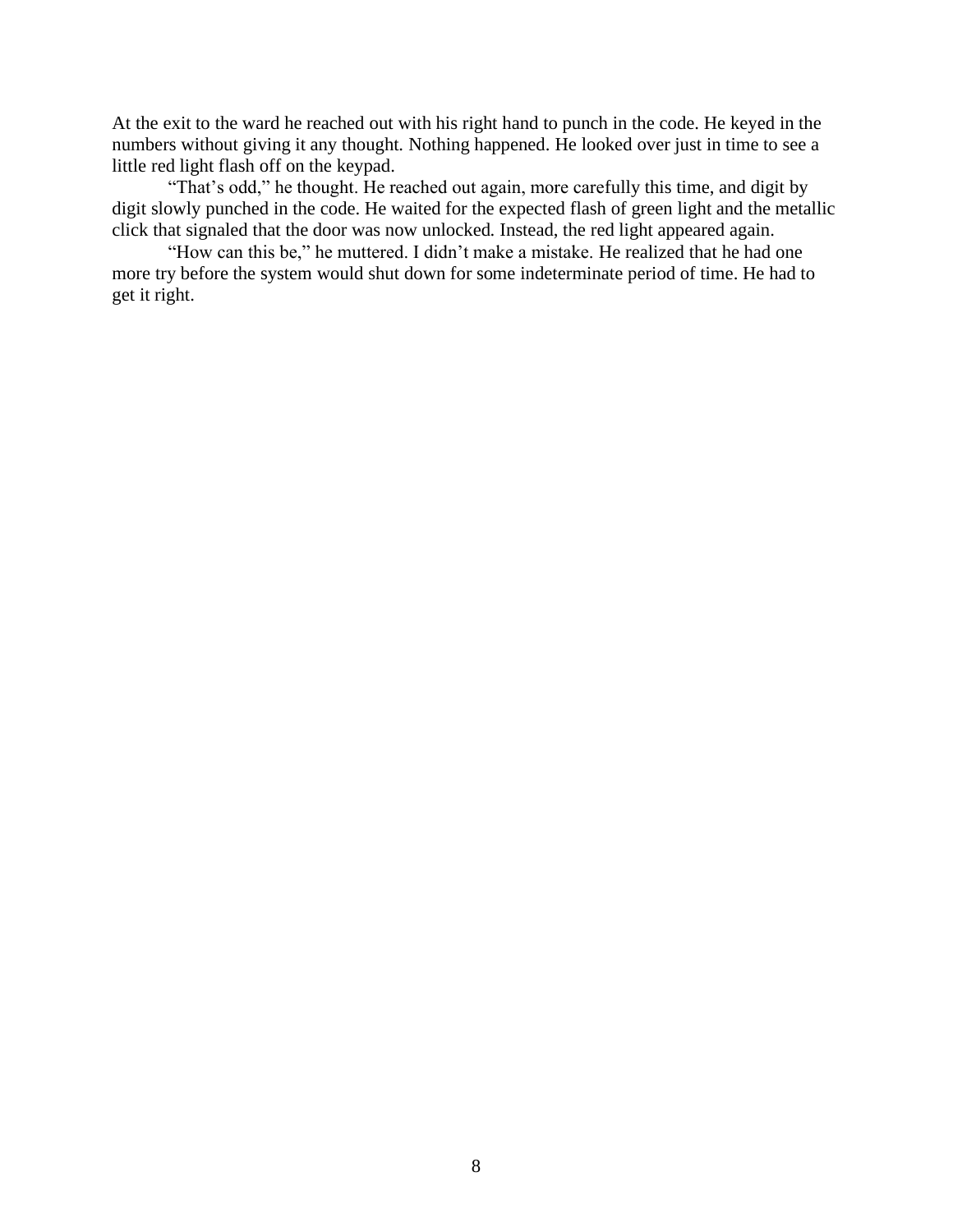At the exit to the ward he reached out with his right hand to punch in the code. He keyed in the numbers without giving it any thought. Nothing happened. He looked over just in time to see a little red light flash off on the keypad.

“That’s odd,” he thought. He reached out again, more carefully this time, and digit by digit slowly punched in the code. He waited for the expected flash of green light and the metallic click that signaled that the door was now unlocked. Instead, the red light appeared again.

“How can this be,” he muttered. I didn’t make a mistake. He realized that he had one more try before the system would shut down for some indeterminate period of time. He had to get it right.